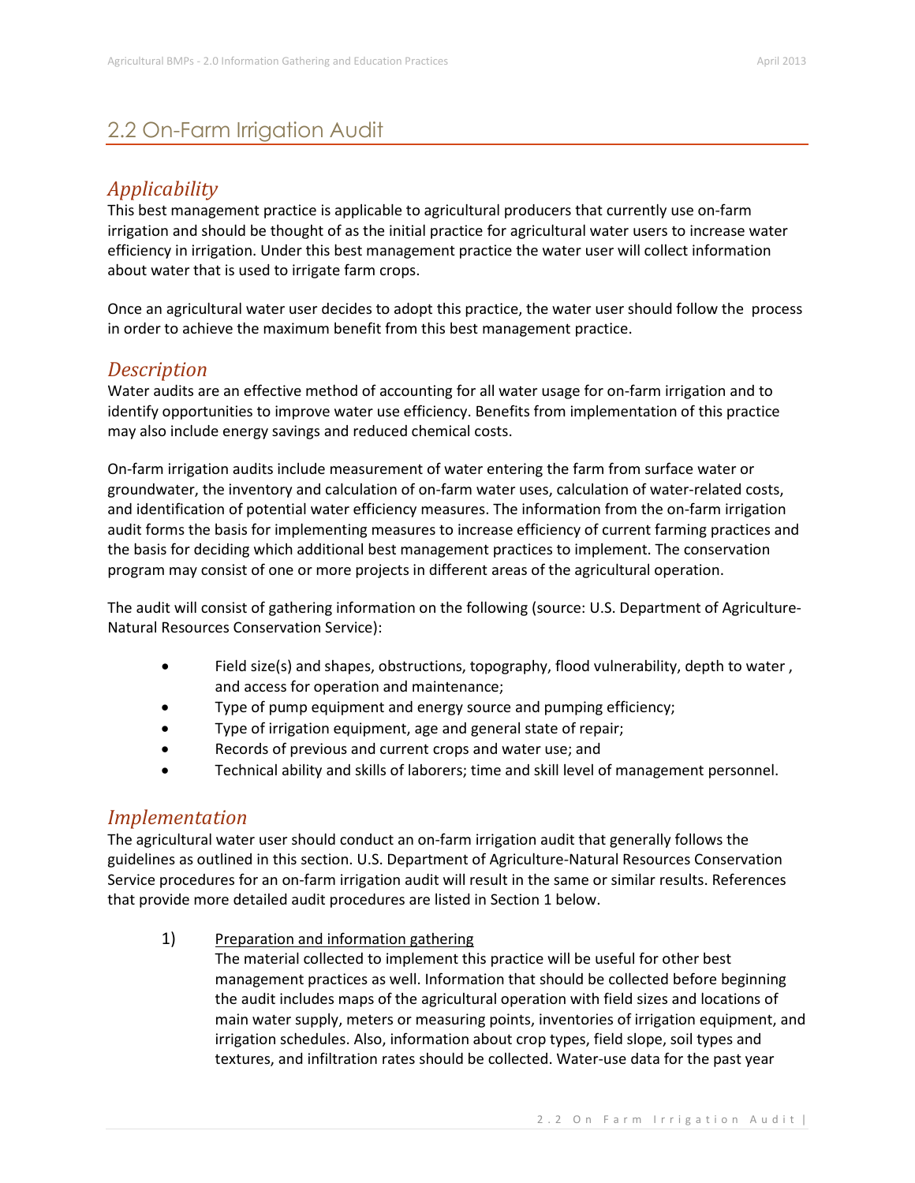## 2.2 On-Farm Irrigation Audit

### *Applicability*

This best management practice is applicable to agricultural producers that currently use on-farm irrigation and should be thought of as the initial practice for agricultural water users to increase water efficiency in irrigation. Under this best management practice the water user will collect information about water that is used to irrigate farm crops.

Once an agricultural water user decides to adopt this practice, the water user should follow the process in order to achieve the maximum benefit from this best management practice.

### *Description*

Water audits are an effective method of accounting for all water usage for on-farm irrigation and to identify opportunities to improve water use efficiency. Benefits from implementation of this practice may also include energy savings and reduced chemical costs.

On-farm irrigation audits include measurement of water entering the farm from surface water or groundwater, the inventory and calculation of on-farm water uses, calculation of water-related costs, and identification of potential water efficiency measures. The information from the on-farm irrigation audit forms the basis for implementing measures to increase efficiency of current farming practices and the basis for deciding which additional best management practices to implement. The conservation program may consist of one or more projects in different areas of the agricultural operation.

The audit will consist of gathering information on the following (source: U.S. Department of Agriculture-Natural Resources Conservation Service):

- Field size(s) and shapes, obstructions, topography, flood vulnerability, depth to water , and access for operation and maintenance;
- Type of pump equipment and energy source and pumping efficiency;
- Type of irrigation equipment, age and general state of repair;
- Records of previous and current crops and water use; and
- Technical ability and skills of laborers; time and skill level of management personnel.

### *Implementation*

The agricultural water user should conduct an on-farm irrigation audit that generally follows the guidelines as outlined in this section. U.S. Department of Agriculture-Natural Resources Conservation Service procedures for an on-farm irrigation audit will result in the same or similar results. References that provide more detailed audit procedures are listed in Section 1 below.

1) <u>Preparation and information gathering</u>
   The material collected to implement this practice will be useful for other best management practices as well. Information that should be collected before beginning the audit includes maps of the agricultural operation with field sizes and locations of main water supply, meters or measuring points, inventories of irrigation equipment, and irrigation schedules. Also, information about crop types, field slope, soil types and textures, and infiltration rates should be collected. Water-use data for the past year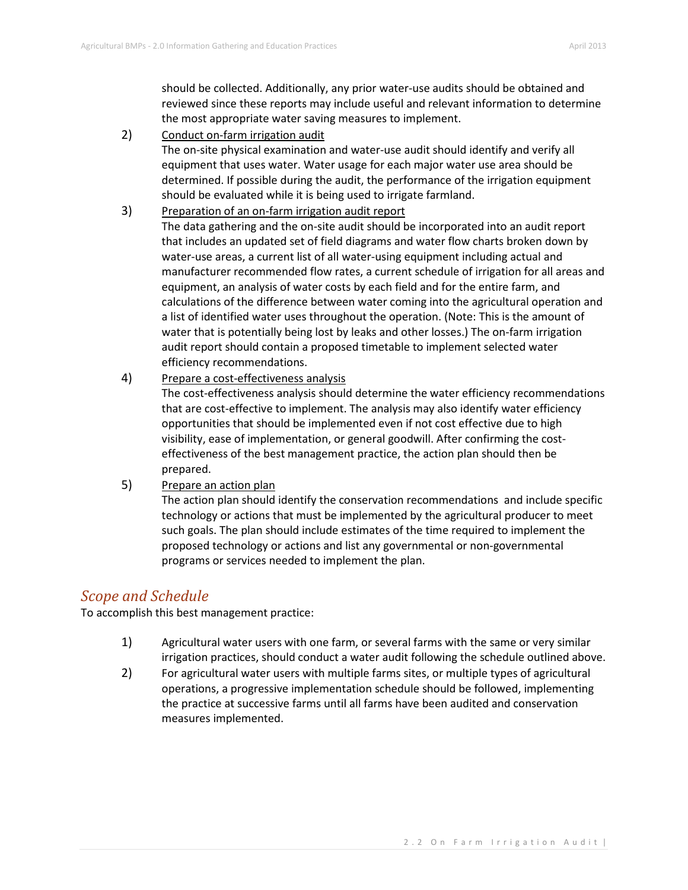should be collected. Additionally, any prior water-use audits should be obtained and reviewed since these reports may include useful and relevant information to determine the most appropriate water saving measures to implement.

2) Conduct on-farm irrigation audit
   The on-site physical examination and water-use audit should identify and verify all equipment that uses water. Water usage for each major water use area should be determined. If possible during the audit, the performance of the irrigation equipment should be evaluated while it is being used to irrigate farmland.

3) Preparation of an on-farm irrigation audit report
   The data gathering and the on-site audit should be incorporated into an audit report that includes an updated set of field diagrams and water flow charts broken down by water-use areas, a current list of all water-using equipment including actual and manufacturer recommended flow rates, a current schedule of irrigation for all areas and equipment, an analysis of water costs by each field and for the entire farm, and calculations of the difference between water coming into the agricultural operation and a list of identified water uses throughout the operation. (Note: This is the amount of water that is potentially being lost by leaks and other losses.) The on-farm irrigation audit report should contain a proposed timetable to implement selected water efficiency recommendations.

4) Prepare a cost-effectiveness analysis
   The cost-effectiveness analysis should determine the water efficiency recommendations that are cost-effective to implement. The analysis may also identify water efficiency opportunities that should be implemented even if not cost effective due to high visibility, ease of implementation, or general goodwill. After confirming the cost-effectiveness of the best management practice, the action plan should then be prepared.

5) Prepare an action plan
   The action plan should identify the conservation recommendations and include specific technology or actions that must be implemented by the agricultural producer to meet such goals. The plan should include estimates of the time required to implement the proposed technology or actions and list any governmental or non-governmental programs or services needed to implement the plan.

## *Scope and Schedule*

To accomplish this best management practice:

1) Agricultural water users with one farm, or several farms with the same or very similar irrigation practices, should conduct a water audit following the schedule outlined above.
2) For agricultural water users with multiple farms sites, or multiple types of agricultural operations, a progressive implementation schedule should be followed, implementing the practice at successive farms until all farms have been audited and conservation measures implemented.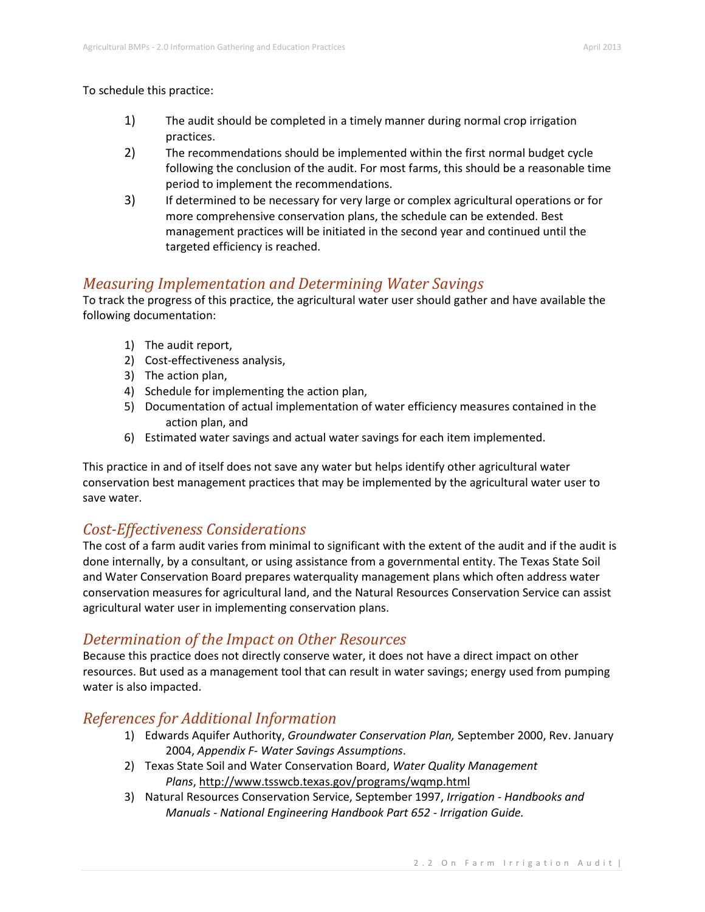To schedule this practice:

1) The audit should be completed in a timely manner during normal crop irrigation practices.
2) The recommendations should be implemented within the first normal budget cycle following the conclusion of the audit. For most farms, this should be a reasonable time period to implement the recommendations.
3) If determined to be necessary for very large or complex agricultural operations or for more comprehensive conservation plans, the schedule can be extended. Best management practices will be initiated in the second year and continued until the targeted efficiency is reached.

## *Measuring Implementation and Determining Water Savings*

To track the progress of this practice, the agricultural water user should gather and have available the following documentation:

1) The audit report,
2) Cost-effectiveness analysis,
3) The action plan,
4) Schedule for implementing the action plan,
5) Documentation of actual implementation of water efficiency measures contained in the action plan, and
6) Estimated water savings and actual water savings for each item implemented.

This practice in and of itself does not save any water but helps identify other agricultural water conservation best management practices that may be implemented by the agricultural water user to save water.

## *Cost-Effectiveness Considerations*

The cost of a farm audit varies from minimal to significant with the extent of the audit and if the audit is done internally, by a consultant, or using assistance from a governmental entity. The Texas State Soil and Water Conservation Board prepares waterquality management plans which often address water conservation measures for agricultural land, and the Natural Resources Conservation Service can assist agricultural water user in implementing conservation plans.

## *Determination of the Impact on Other Resources*

Because this practice does not directly conserve water, it does not have a direct impact on other resources. But used as a management tool that can result in water savings; energy used from pumping water is also impacted.

## *References for Additional Information*

1) Edwards Aquifer Authority, *Groundwater Conservation Plan,* September 2000, Rev. January 2004, *Appendix F- Water Savings Assumptions*.
2) Texas State Soil and Water Conservation Board, *Water Quality Management Plans*, http://www.tsswcb.texas.gov/programs/wqmp.html
3) Natural Resources Conservation Service, September 1997, *Irrigation - Handbooks and Manuals - National Engineering Handbook Part 652 - Irrigation Guide.*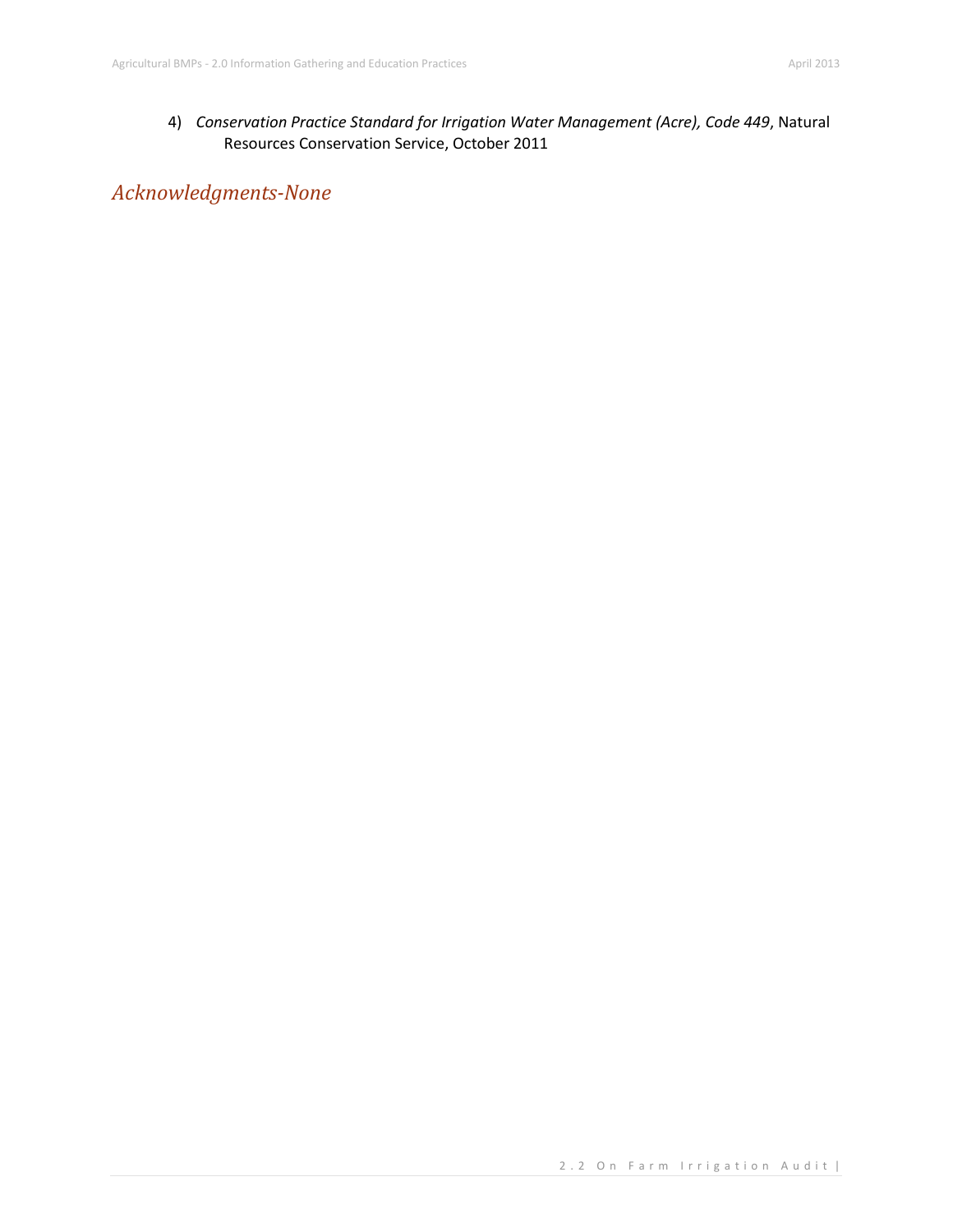4) *Conservation Practice Standard for Irrigation Water Management (Acre), Code 449*, Natural Resources Conservation Service, October 2011

## *Acknowledgments-None*